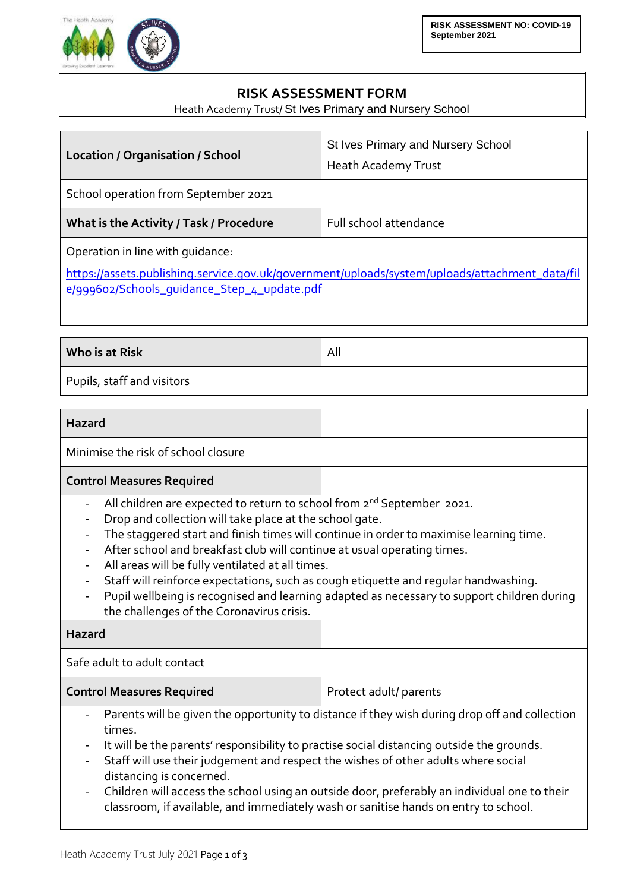**RISK ASSESSMENT NO: COVID-19**
**September 2021**

# RISK ASSESSMENT FORM

Heath Academy Trust/ St Ives Primary and Nursery School

| | |
|---|---|
| **Location / Organisation / School** | St Ives Primary and Nursery School<br>Heath Academy Trust |
| School operation from September 2021 | |
| **What is the Activity / Task / Procedure** | Full school attendance |
| Operation in line with guidance:<br>https://assets.publishing.service.gov.uk/government/uploads/system/uploads/attachment_data/file/999602/Schools_guidance_Step_4_update.pdf | |

| | |
|---|---|
| **Who is at Risk** | All |
| Pupils, staff and visitors | |

| | |
|---|---|
| **Hazard** | |
| Minimise the risk of school closure | |
| **Control Measures Required** | |

- All children are expected to return to school from 2nd September 2021.
- Drop and collection will take place at the school gate.
- The staggered start and finish times will continue in order to maximise learning time.
- After school and breakfast club will continue at usual operating times.
- All areas will be fully ventilated at all times.
- Staff will reinforce expectations, such as cough etiquette and regular handwashing.
- Pupil wellbeing is recognised and learning adapted as necessary to support children during the challenges of the Coronavirus crisis.

| | |
|---|---|
| **Hazard** | |
| Safe adult to adult contact | |
| **Control Measures Required** | Protect adult/ parents |

- Parents will be given the opportunity to distance if they wish during drop off and collection times.
- It will be the parents' responsibility to practise social distancing outside the grounds.
- Staff will use their judgement and respect the wishes of other adults where social distancing is concerned.
- Children will access the school using an outside door, preferably an individual one to their classroom, if available, and immediately wash or sanitise hands on entry to school.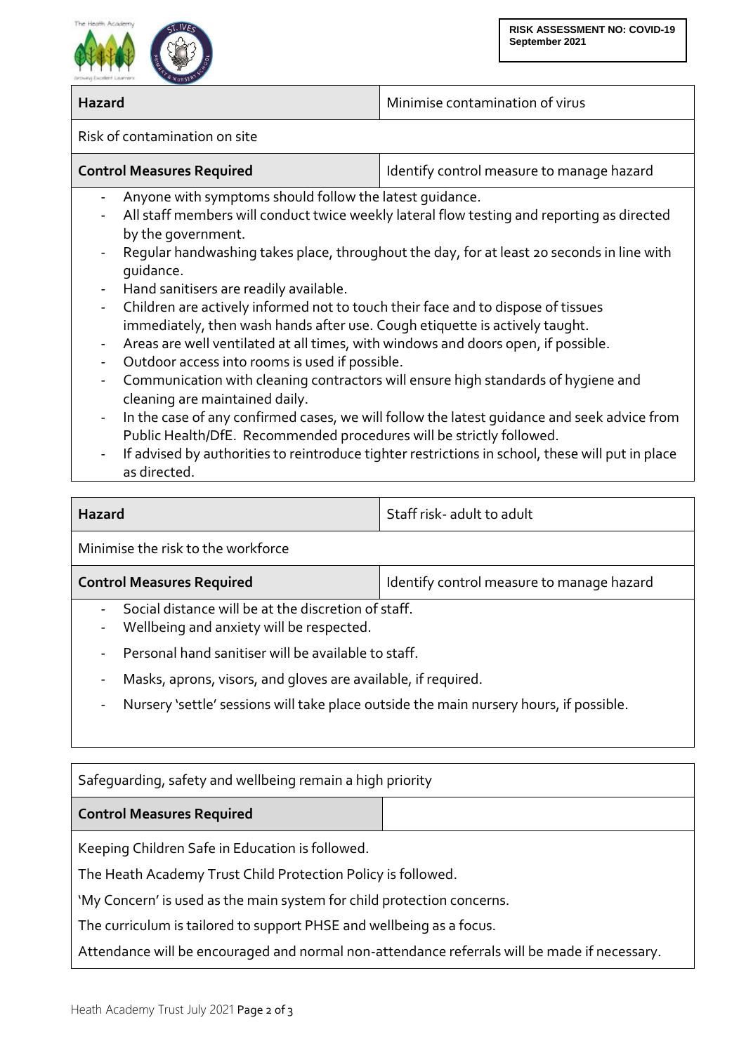**RISK ASSESSMENT NO: COVID-19**
**September 2021**

| **Hazard** | Minimise contamination of virus |
| --- | --- |
| Risk of contamination on site | |
| **Control Measures Required** | Identify control measure to manage hazard |

- Anyone with symptoms should follow the latest guidance.
- All staff members will conduct twice weekly lateral flow testing and reporting as directed by the government.
- Regular handwashing takes place, throughout the day, for at least 20 seconds in line with guidance.
- Hand sanitisers are readily available.
- Children are actively informed not to touch their face and to dispose of tissues immediately, then wash hands after use. Cough etiquette is actively taught.
- Areas are well ventilated at all times, with windows and doors open, if possible.
- Outdoor access into rooms is used if possible.
- Communication with cleaning contractors will ensure high standards of hygiene and cleaning are maintained daily.
- In the case of any confirmed cases, we will follow the latest guidance and seek advice from Public Health/DfE. Recommended procedures will be strictly followed.
- If advised by authorities to reintroduce tighter restrictions in school, these will put in place as directed.

| **Hazard** | Staff risk- adult to adult |
| --- | --- |
| Minimise the risk to the workforce | |
| **Control Measures Required** | Identify control measure to manage hazard |

- Social distance will be at the discretion of staff.
- Wellbeing and anxiety will be respected.
- Personal hand sanitiser will be available to staff.
- Masks, aprons, visors, and gloves are available, if required.
- Nursery 'settle' sessions will take place outside the main nursery hours, if possible.

| Safeguarding, safety and wellbeing remain a high priority | |
| --- | --- |
| **Control Measures Required** | |

Keeping Children Safe in Education is followed.

The Heath Academy Trust Child Protection Policy is followed.

'My Concern' is used as the main system for child protection concerns.

The curriculum is tailored to support PHSE and wellbeing as a focus.

Attendance will be encouraged and normal non-attendance referrals will be made if necessary.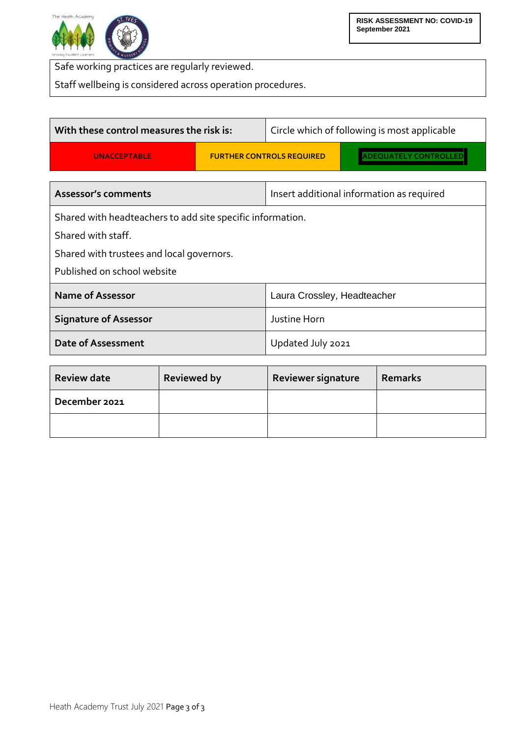Safe working practices are regularly reviewed.

Staff wellbeing is considered across operation procedures.

| With these control measures the risk is: | Circle which of following is most applicable | |
|---|---|---|
| UNACCEPTABLE | FURTHER CONTROLS REQUIRED | ADEQUATELY CONTROLLED |

| Assessor's comments | Insert additional information as required |
|---|---|
| Shared with headteachers to add site specific information.<br>Shared with staff.<br>Shared with trustees and local governors.<br>Published on school website | |
| **Name of Assessor** | Laura Crossley, Headteacher |
| **Signature of Assessor** | Justine Horn |
| **Date of Assessment** | Updated July 2021 |

| Review date | Reviewed by | Reviewer signature | Remarks |
|---|---|---|---|
| **December 2021** | | | |
| | | | |